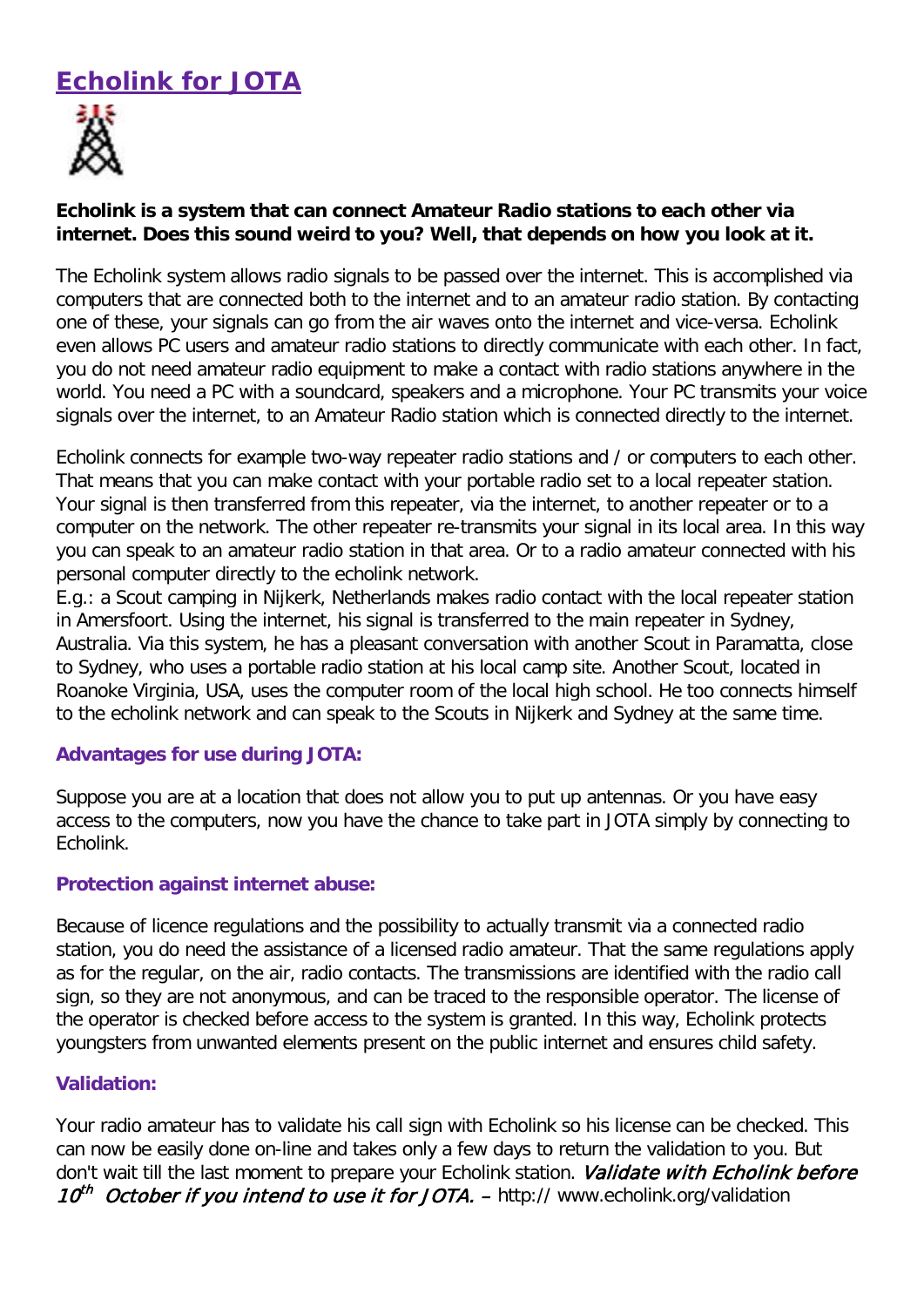# Echolink for JOTA

**Echolink is a system that can connect Amateur Radio stations to each other via internet. Does this sound weird to you? Well, that depends on how you look at it.**

The Echolink system allows radio signals to be passed over the internet. This is accomplished via computers that are connected both to the internet and to an amateur radio station. By contacting one of these, your signals can go from the air waves onto the internet and vice-versa. Echolink even allows PC users and amateur radio stations to directly communicate with each other. In fact, you do not need amateur radio equipment to make a contact with radio stations anywhere in the world. You need a PC with a soundcard, speakers and a microphone. Your PC transmits your voice signals over the internet, to an Amateur Radio station which is connected directly to the internet.

Echolink connects for example two-way repeater radio stations and / or computers to each other. That means that you can make contact with your portable radio set to a local repeater station. Your signal is then transferred from this repeater, via the internet, to another repeater or to a computer on the network. The other repeater re-transmits your signal in its local area. In this way you can speak to an amateur radio station in that area. Or to a radio amateur connected with his personal computer directly to the echolink network.
E.g.: a Scout camping in Nijkerk, Netherlands makes radio contact with the local repeater station in Amersfoort. Using the internet, his signal is transferred to the main repeater in Sydney, Australia. Via this system, he has a pleasant conversation with another Scout in Paramatta, close to Sydney, who uses a portable radio station at his local camp site. Another Scout, located in Roanoke Virginia, USA, uses the computer room of the local high school. He too connects himself to the echolink network and can speak to the Scouts in Nijkerk and Sydney at the same time.

### Advantages for use during JOTA:

Suppose you are at a location that does not allow you to put up antennas. Or you have easy access to the computers, now you have the chance to take part in JOTA simply by connecting to Echolink.

### Protection against internet abuse:

Because of licence regulations and the possibility to actually transmit via a connected radio station, you do need the assistance of a licensed radio amateur. That the same regulations apply as for the regular, on the air, radio contacts. The transmissions are identified with the radio call sign, so they are not anonymous, and can be traced to the responsible operator. The license of the operator is checked before access to the system is granted. In this way, Echolink protects youngsters from unwanted elements present on the public internet and ensures child safety.

### Validation:

Your radio amateur has to validate his call sign with Echolink so his license can be checked. This can now be easily done on-line and takes only a few days to return the validation to you. But don't wait till the last moment to prepare your Echolink station. *Validate with Echolink before 10th October if you intend to use it for JOTA.* – http:// www.echolink.org/validation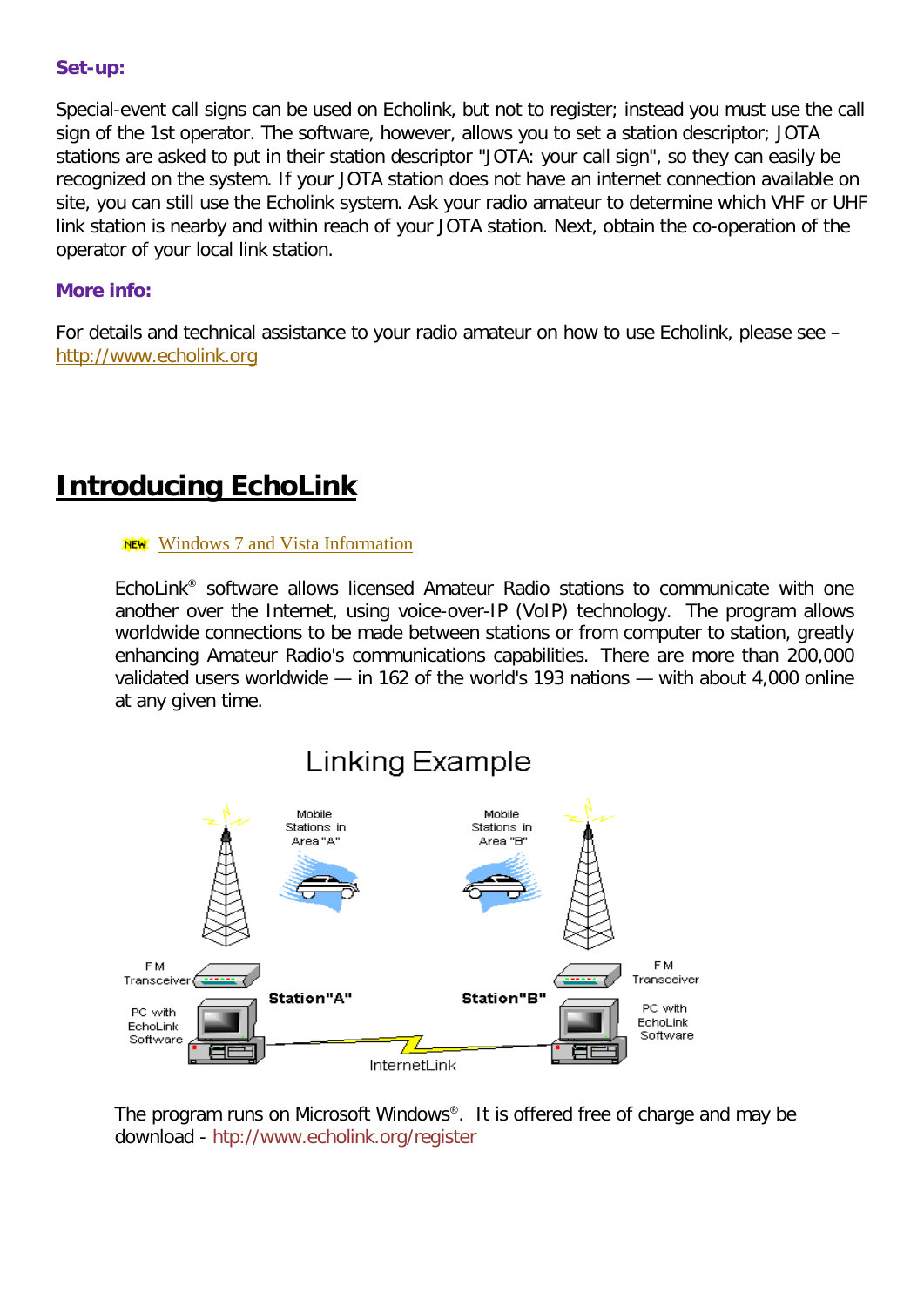**Set-up:**

Special-event call signs can be used on Echolink, but not to register; instead you must use the call sign of the 1st operator. The software, however, allows you to set a station descriptor; JOTA stations are asked to put in their station descriptor "JOTA: your call sign", so they can easily be recognized on the system. If your JOTA station does not have an internet connection available on site, you can still use the Echolink system. Ask your radio amateur to determine which VHF or UHF link station is nearby and within reach of your JOTA station. Next, obtain the co-operation of the operator of your local link station.

**More info:**

For details and technical assistance to your radio amateur on how to use Echolink, please see – http://www.echolink.org

# Introducing EchoLink

NEW Windows 7 and Vista Information

EchoLink® software allows licensed Amateur Radio stations to communicate with one another over the Internet, using voice-over-IP (VoIP) technology. The program allows worldwide connections to be made between stations or from computer to station, greatly enhancing Amateur Radio's communications capabilities. There are more than 200,000 validated users worldwide — in 162 of the world's 193 nations — with about 4,000 online at any given time.

Linking Example

Mobile Stations in Area "A" | Mobile Stations in Area "B"

FM Transceiver | FM Transceiver

Station "A" | Station "B"

PC with EchoLink Software | PC with EchoLink Software

InternetLink

The program runs on Microsoft Windows®. It is offered free of charge and may be download - http://www.echolink.org/register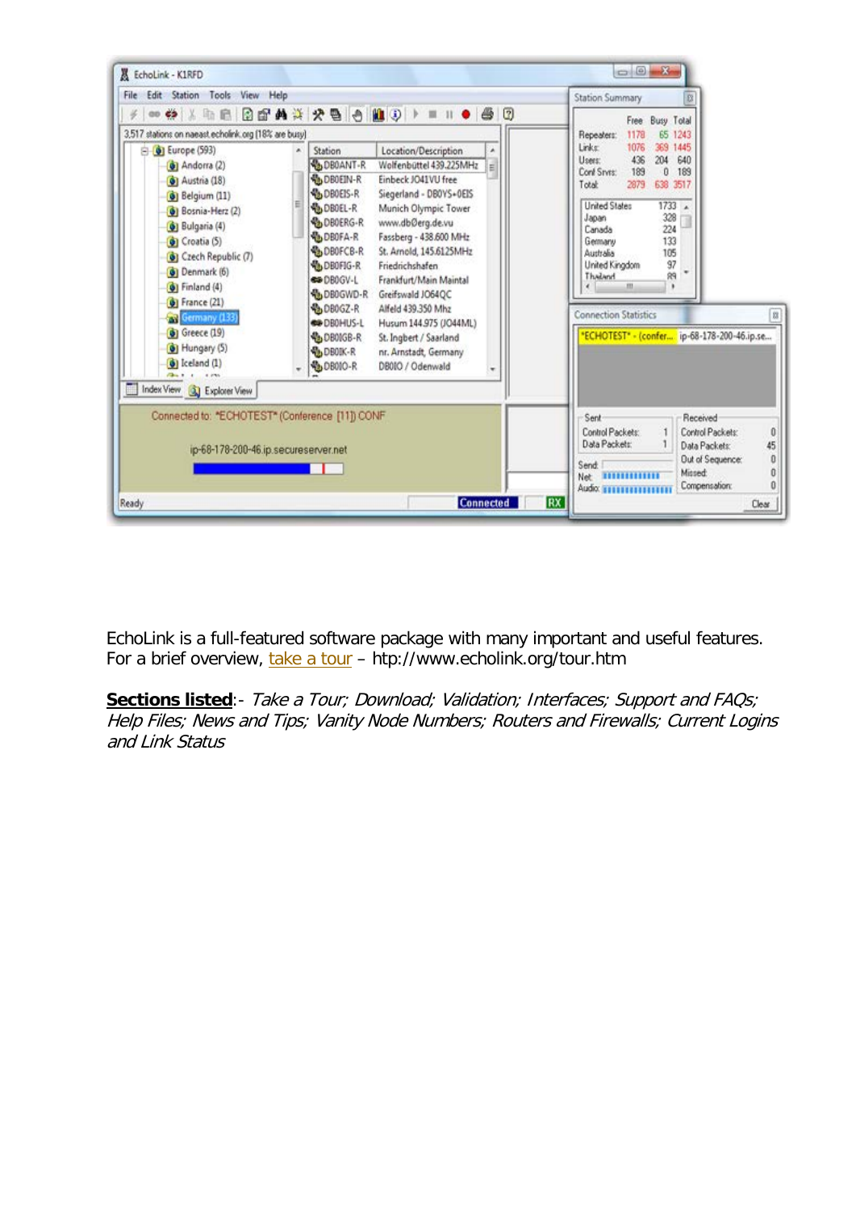EchoLink is a full-featured software package with many important and useful features. For a brief overview, take a tour – htp://www.echolink.org/tour.htm

**Sections listed**:- *Take a Tour; Download; Validation; Interfaces; Support and FAQs; Help Files; News and Tips; Vanity Node Numbers; Routers and Firewalls; Current Logins and Link Status*